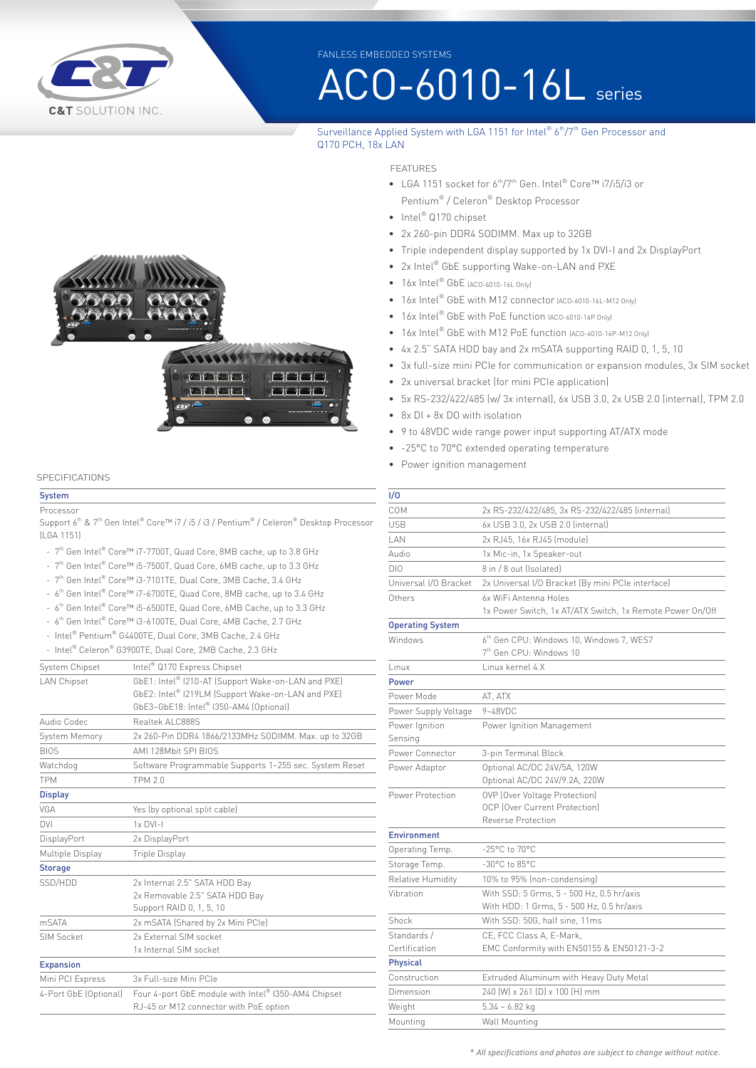C&T SOLUTION INC.

FANLESS EMBEDDED SYSTEMS

# ACO-6010-16L series

Surveillance Applied System with LGA 1151 for Intel® 6th/7th Gen Processor and Q170 PCH, 18x LAN

## FEATURES

- LGA 1151 socket for 6th/7th Gen. Intel® Core™ i7/i5/i3 or Pentium® / Celeron® Desktop Processor
- Intel® Q170 chipset
- 2x 260-pin DDR4 SODIMM. Max up to 32GB
- Triple independent display supported by 1x DVI-I and 2x DisplayPort
- 2x Intel® GbE supporting Wake-on-LAN and PXE
- 16x Intel® GbE (ACO-6010-16L Only)
- 16x Intel® GbE with M12 connector (ACO-6010-16L-M12 Only)
- 16x Intel® GbE with PoE function (ACO-6010-16P Only)
- 16x Intel® GbE with M12 PoE function (ACO-6010-16P-M12 Only)
- 4x 2.5" SATA HDD bay and 2x mSATA supporting RAID 0, 1, 5, 10
- 3x full-size mini PCIe for communication or expansion modules, 3x SIM socket
- 2x universal bracket (for mini PCIe application)
- 5x RS-232/422/485 (w/ 3x internal), 6x USB 3.0, 2x USB 2.0 (internal), TPM 2.0
- 8x DI + 8x DO with isolation
- 9 to 48VDC wide range power input supporting AT/ATX mode
- -25°C to 70°C extended operating temperature
- Power ignition management

## SPECIFICATIONS

### System

Processor

Support 6th & 7th Gen Intel® Core™ i7 / i5 / i3 / Pentium® / Celeron® Desktop Processor (LGA 1151)

- 7th Gen Intel® Core™ i7-7700T, Quad Core, 8MB cache, up to 3.8 GHz
- 7th Gen Intel® Core™ i5-7500T, Quad Core, 6MB cache, up to 3.3 GHz
- 7th Gen Intel® Core™ i3-7101TE, Dual Core, 3MB Cache, 3.4 GHz
- 6th Gen Intel® Core™ i7-6700TE, Quad Core, 8MB cache, up to 3.4 GHz
- 6th Gen Intel® Core™ i5-6500TE, Quad Core, 6MB Cache, up to 3.3 GHz
- 6th Gen Intel® Core™ i3-6100TE, Dual Core, 4MB Cache, 2.7 GHz
- Intel® Pentium® G4400TE, Dual Core, 3MB Cache, 2.4 GHz
- Intel® Celeron® G3900TE, Dual Core, 2MB Cache, 2.3 GHz

| | |
|---|---|
| System Chipset | Intel® Q170 Express Chipset |
| LAN Chipset | GbE1: Intel® I210-AT (Support Wake-on-LAN and PXE)<br>GbE2: Intel® I219LM (Support Wake-on-LAN and PXE)<br>GbE3~GbE18: Intel® I350-AM4 (Optional) |
| Audio Codec | Realtek ALC888S |
| System Memory | 2x 260-Pin DDR4 1866/2133MHz SODIMM. Max. up to 32GB |
| BIOS | AMI 128Mbit SPI BIOS |
| Watchdog | Software Programmable Supports 1~255 sec. System Reset |
| TPM | TPM 2.0 |

### Display

| | |
|---|---|
| VGA | Yes (by optional split cable) |
| DVI | 1x DVI-I |
| DisplayPort | 2x DisplayPort |
| Multiple Display | Triple Display |

### Storage

| | |
|---|---|
| SSD/HDD | 2x Internal 2.5" SATA HDD Bay<br>2x Removable 2.5" SATA HDD Bay<br>Support RAID 0, 1, 5, 10 |
| mSATA | 2x mSATA (Shared by 2x Mini PCIe) |
| SIM Socket | 2x External SIM socket<br>1x Internal SIM socket |

### Expansion

| | |
|---|---|
| Mini PCI Express | 3x Full-size Mini PCIe |
| 4-Port GbE (Optional) | Four 4-port GbE module with Intel® I350-AM4 Chipset<br>RJ-45 or M12 connector with PoE option |

### I/O

| | |
|---|---|
| COM | 2x RS-232/422/485, 3x RS-232/422/485 (internal) |
| USB | 6x USB 3.0, 2x USB 2.0 (internal) |
| LAN | 2x RJ45, 16x RJ45 (module) |
| Audio | 1x Mic-in, 1x Speaker-out |
| DIO | 8 in / 8 out (Isolated) |
| Universal I/O Bracket | 2x Universal I/O Bracket (By mini PCIe interface) |
| Others | 6x WiFi Antenna Holes<br>1x Power Switch, 1x AT/ATX Switch, 1x Remote Power On/Off |

### Operating System

| | |
|---|---|
| Windows | 6th Gen CPU: Windows 10, Windows 7, WES7<br>7th Gen CPU: Windows 10 |
| Linux | Linux kernel 4.X |

### Power

| | |
|---|---|
| Power Mode | AT, ATX |
| Power Supply Voltage | 9~48VDC |
| Power Ignition Sensing | Power Ignition Management |
| Power Connector | 3-pin Terminal Block |
| Power Adaptor | Optional AC/DC 24V/5A, 120W<br>Optional AC/DC 24V/9.2A, 220W |
| Power Protection | OVP (Over Voltage Protection)<br>OCP (Over Current Protection)<br>Reverse Protection |

### Environment

| | |
|---|---|
| Operating Temp. | -25°C to 70°C |
| Storage Temp. | -30°C to 85°C |
| Relative Humidity | 10% to 95% (non-condensing) |
| Vibration | With SSD: 5 Grms, 5 - 500 Hz, 0.5 hr/axis<br>With HDD: 1 Grms, 5 - 500 Hz, 0.5 hr/axis |
| Shock | With SSD: 50G, half sine, 11ms |
| Standards / Certification | CE, FCC Class A, E-Mark,<br>EMC Conformity with EN50155 & EN50121-3-2 |

### Physical

| | |
|---|---|
| Construction | Extruded Aluminum with Heavy Duty Metal |
| Dimension | 240 (W) x 261 (D) x 100 (H) mm |
| Weight | 5.34 ~ 6.82 kg |
| Mounting | Wall Mounting |

*\* All specifications and photos are subject to change without notice.*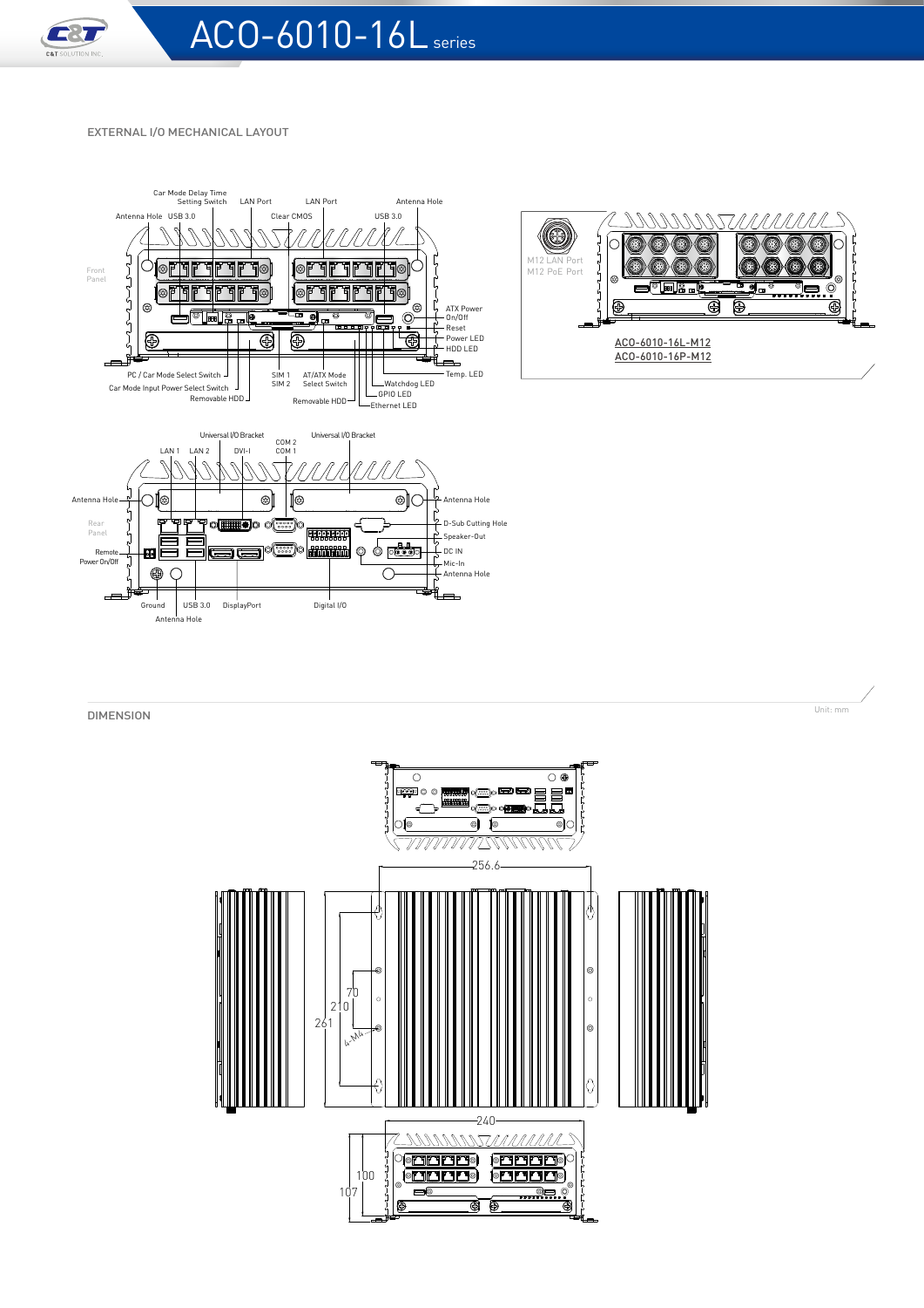## EXTERNAL I/O MECHANICAL LAYOUT

Front Panel

Car Mode Delay Time Setting Switch, LAN Port, LAN Port, Antenna Hole, Antenna Hole, USB 3.0, Clear CMOS, USB 3.0, ATX Power On/Off, Reset, Power LED, HDD LED, Temp. LED, PC / Car Mode Select Switch, Car Mode Input Power Select Switch, Removable HDD, SIM 1, SIM 2, AT/ATX Mode Select Switch, Removable HDD, Watchdog LED, GPIO LED, Ethernet LED

M12 LAN Port
M12 PoE Port

ACO-6010-16L-M12
ACO-6010-16P-M12

Rear Panel

Universal I/O Bracket, COM 2, COM 1, Universal I/O Bracket, LAN 1, LAN 2, DVI-I, Antenna Hole, Antenna Hole, D-Sub Cutting Hole, Speaker-Out, Remote Power On/Off, DC IN, Mic-In, Antenna Hole, Ground, USB 3.0, DisplayPort, Digital I/O, Antenna Hole

## DIMENSION

Unit: mm

256.6, 70, 210, 261, 4-M4, 240, 100, 107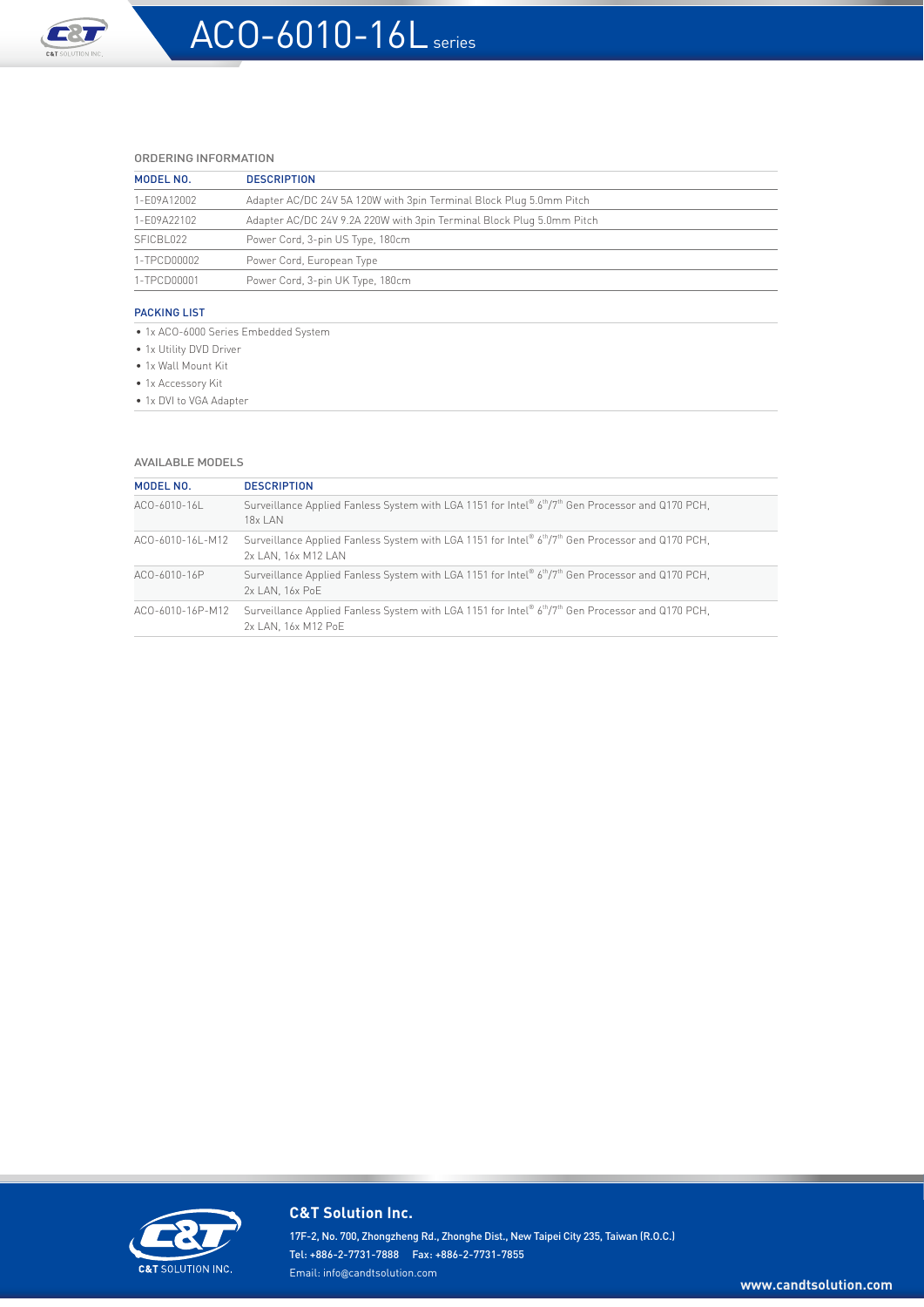## ORDERING INFORMATION

| MODEL NO. | DESCRIPTION |
|---|---|
| 1-E09A12002 | Adapter AC/DC 24V 5A 120W with 3pin Terminal Block Plug 5.0mm Pitch |
| 1-E09A22102 | Adapter AC/DC 24V 9.2A 220W with 3pin Terminal Block Plug 5.0mm Pitch |
| SFICBL022 | Power Cord, 3-pin US Type, 180cm |
| 1-TPCD00002 | Power Cord, European Type |
| 1-TPCD00001 | Power Cord, 3-pin UK Type, 180cm |

## PACKING LIST

- 1x ACO-6000 Series Embedded System
- 1x Utility DVD Driver
- 1x Wall Mount Kit
- 1x Accessory Kit
- 1x DVI to VGA Adapter

## AVAILABLE MODELS

| MODEL NO. | DESCRIPTION |
|---|---|
| ACO-6010-16L | Surveillance Applied Fanless System with LGA 1151 for Intel® 6th/7th Gen Processor and Q170 PCH, 18x LAN |
| ACO-6010-16L-M12 | Surveillance Applied Fanless System with LGA 1151 for Intel® 6th/7th Gen Processor and Q170 PCH, 2x LAN, 16x M12 LAN |
| ACO-6010-16P | Surveillance Applied Fanless System with LGA 1151 for Intel® 6th/7th Gen Processor and Q170 PCH, 2x LAN, 16x PoE |
| ACO-6010-16P-M12 | Surveillance Applied Fanless System with LGA 1151 for Intel® 6th/7th Gen Processor and Q170 PCH, 2x LAN, 16x M12 PoE |

**C&T Solution Inc.**

17F-2, No. 700, Zhongzheng Rd., Zhonghe Dist., New Taipei City 235, Taiwan (R.O.C.)
Tel: +886-2-7731-7888 Fax: +886-2-7731-7855
Email: info@candtsolution.com

www.candtsolution.com